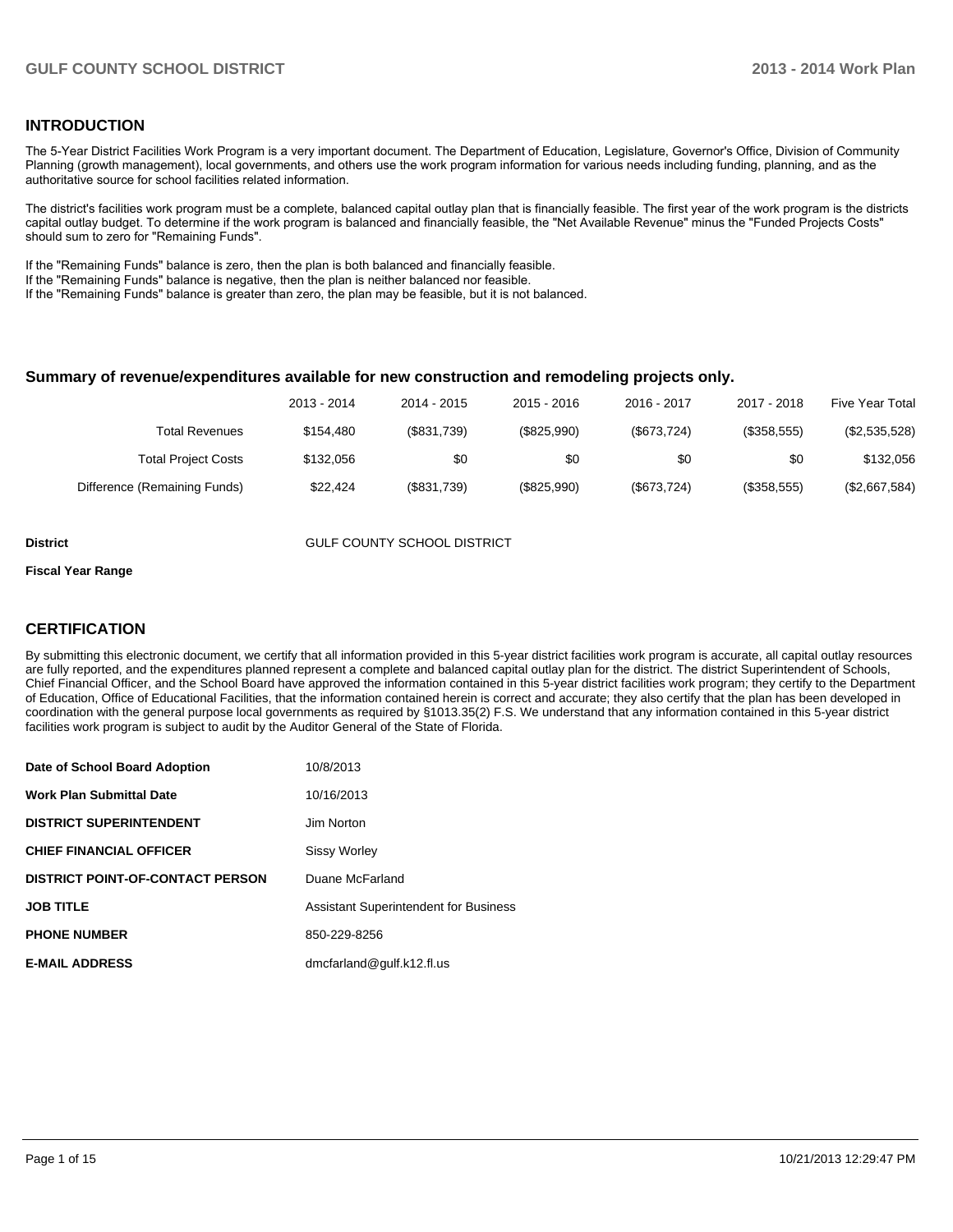## INTRODUCTION

The 5-Year District Facilities Work Program is a very important document. The Department of Education, Legislature, Governor's Office, Division of Community Planning (growth management), local governments, and others use the work program information for various needs including funding, planning, and as the authoritative source for school facilities related information.

The district's facilities work program must be a complete, balanced capital outlay plan that is financially feasible. The first year of the work program is the districts capital outlay budget. To determine if the work program is balanced and financially feasible, the "Net Available Revenue" minus the "Funded Projects Costs" should sum to zero for "Remaining Funds".

If the "Remaining Funds" balance is zero, then the plan is both balanced and financially feasible.
If the "Remaining Funds" balance is negative, then the plan is neither balanced nor feasible.
If the "Remaining Funds" balance is greater than zero, the plan may be feasible, but it is not balanced.

### Summary of revenue/expenditures available for new construction and remodeling projects only.

| | 2013 - 2014 | 2014 - 2015 | 2015 - 2016 | 2016 - 2017 | 2017 - 2018 | Five Year Total |
|---|---|---|---|---|---|---|
| Total Revenues | $154,480 | ($831,739) | ($825,990) | ($673,724) | ($358,555) | ($2,535,528) |
| Total Project Costs | $132,056 | $0 | $0 | $0 | $0 | $132,056 |
| Difference (Remaining Funds) | $22,424 | ($831,739) | ($825,990) | ($673,724) | ($358,555) | ($2,667,584) |

**District** GULF COUNTY SCHOOL DISTRICT

**Fiscal Year Range**

## CERTIFICATION

By submitting this electronic document, we certify that all information provided in this 5-year district facilities work program is accurate, all capital outlay resources are fully reported, and the expenditures planned represent a complete and balanced capital outlay plan for the district. The district Superintendent of Schools, Chief Financial Officer, and the School Board have approved the information contained in this 5-year district facilities work program; they certify to the Department of Education, Office of Educational Facilities, that the information contained herein is correct and accurate; they also certify that the plan has been developed in coordination with the general purpose local governments as required by §1013.35(2) F.S. We understand that any information contained in this 5-year district facilities work program is subject to audit by the Auditor General of the State of Florida.

| | |
|---|---|
| **Date of School Board Adoption** | 10/8/2013 |
| **Work Plan Submittal Date** | 10/16/2013 |
| **DISTRICT SUPERINTENDENT** | Jim Norton |
| **CHIEF FINANCIAL OFFICER** | Sissy Worley |
| **DISTRICT POINT-OF-CONTACT PERSON** | Duane McFarland |
| **JOB TITLE** | Assistant Superintendent for Business |
| **PHONE NUMBER** | 850-229-8256 |
| **E-MAIL ADDRESS** | dmcfarland@gulf.k12.fl.us |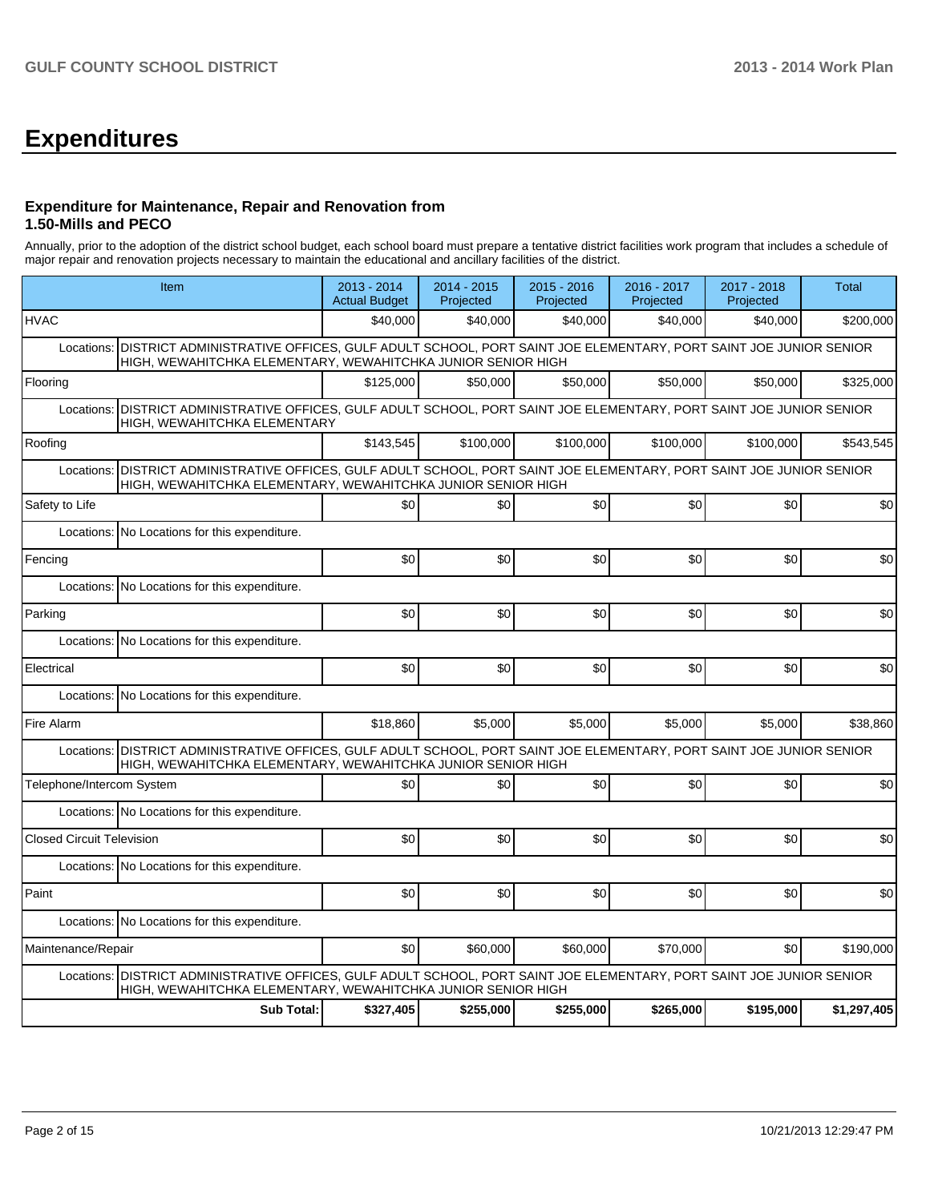# Expenditures

### Expenditure for Maintenance, Repair and Renovation from 1.50-Mills and PECO

Annually, prior to the adoption of the district school budget, each school board must prepare a tentative district facilities work program that includes a schedule of major repair and renovation projects necessary to maintain the educational and ancillary facilities of the district.

| Item | | 2013 - 2014 Actual Budget | 2014 - 2015 Projected | 2015 - 2016 Projected | 2016 - 2017 Projected | 2017 - 2018 Projected | Total |
|---|---|---|---|---|---|---|---|
| HVAC | | $40,000 | $40,000 | $40,000 | $40,000 | $40,000 | $200,000 |
| Locations: | DISTRICT ADMINISTRATIVE OFFICES, GULF ADULT SCHOOL, PORT SAINT JOE ELEMENTARY, PORT SAINT JOE JUNIOR SENIOR HIGH, WEWAHITCHKA ELEMENTARY, WEWAHITCHKA JUNIOR SENIOR HIGH | | | | | | |
| Flooring | | $125,000 | $50,000 | $50,000 | $50,000 | $50,000 | $325,000 |
| Locations: | DISTRICT ADMINISTRATIVE OFFICES, GULF ADULT SCHOOL, PORT SAINT JOE ELEMENTARY, PORT SAINT JOE JUNIOR SENIOR HIGH, WEWAHITCHKA ELEMENTARY | | | | | | |
| Roofing | | $143,545 | $100,000 | $100,000 | $100,000 | $100,000 | $543,545 |
| Locations: | DISTRICT ADMINISTRATIVE OFFICES, GULF ADULT SCHOOL, PORT SAINT JOE ELEMENTARY, PORT SAINT JOE JUNIOR SENIOR HIGH, WEWAHITCHKA ELEMENTARY, WEWAHITCHKA JUNIOR SENIOR HIGH | | | | | | |
| Safety to Life | | $0 | $0 | $0 | $0 | $0 | $0 |
| Locations: | No Locations for this expenditure. | | | | | | |
| Fencing | | $0 | $0 | $0 | $0 | $0 | $0 |
| Locations: | No Locations for this expenditure. | | | | | | |
| Parking | | $0 | $0 | $0 | $0 | $0 | $0 |
| Locations: | No Locations for this expenditure. | | | | | | |
| Electrical | | $0 | $0 | $0 | $0 | $0 | $0 |
| Locations: | No Locations for this expenditure. | | | | | | |
| Fire Alarm | | $18,860 | $5,000 | $5,000 | $5,000 | $5,000 | $38,860 |
| Locations: | DISTRICT ADMINISTRATIVE OFFICES, GULF ADULT SCHOOL, PORT SAINT JOE ELEMENTARY, PORT SAINT JOE JUNIOR SENIOR HIGH, WEWAHITCHKA ELEMENTARY, WEWAHITCHKA JUNIOR SENIOR HIGH | | | | | | |
| Telephone/Intercom System | | $0 | $0 | $0 | $0 | $0 | $0 |
| Locations: | No Locations for this expenditure. | | | | | | |
| Closed Circuit Television | | $0 | $0 | $0 | $0 | $0 | $0 |
| Locations: | No Locations for this expenditure. | | | | | | |
| Paint | | $0 | $0 | $0 | $0 | $0 | $0 |
| Locations: | No Locations for this expenditure. | | | | | | |
| Maintenance/Repair | | $0 | $60,000 | $60,000 | $70,000 | $0 | $190,000 |
| Locations: | DISTRICT ADMINISTRATIVE OFFICES, GULF ADULT SCHOOL, PORT SAINT JOE ELEMENTARY, PORT SAINT JOE JUNIOR SENIOR HIGH, WEWAHITCHKA ELEMENTARY, WEWAHITCHKA JUNIOR SENIOR HIGH | | | | | | |
| | **Sub Total:** | **$327,405** | **$255,000** | **$255,000** | **$265,000** | **$195,000** | **$1,297,405** |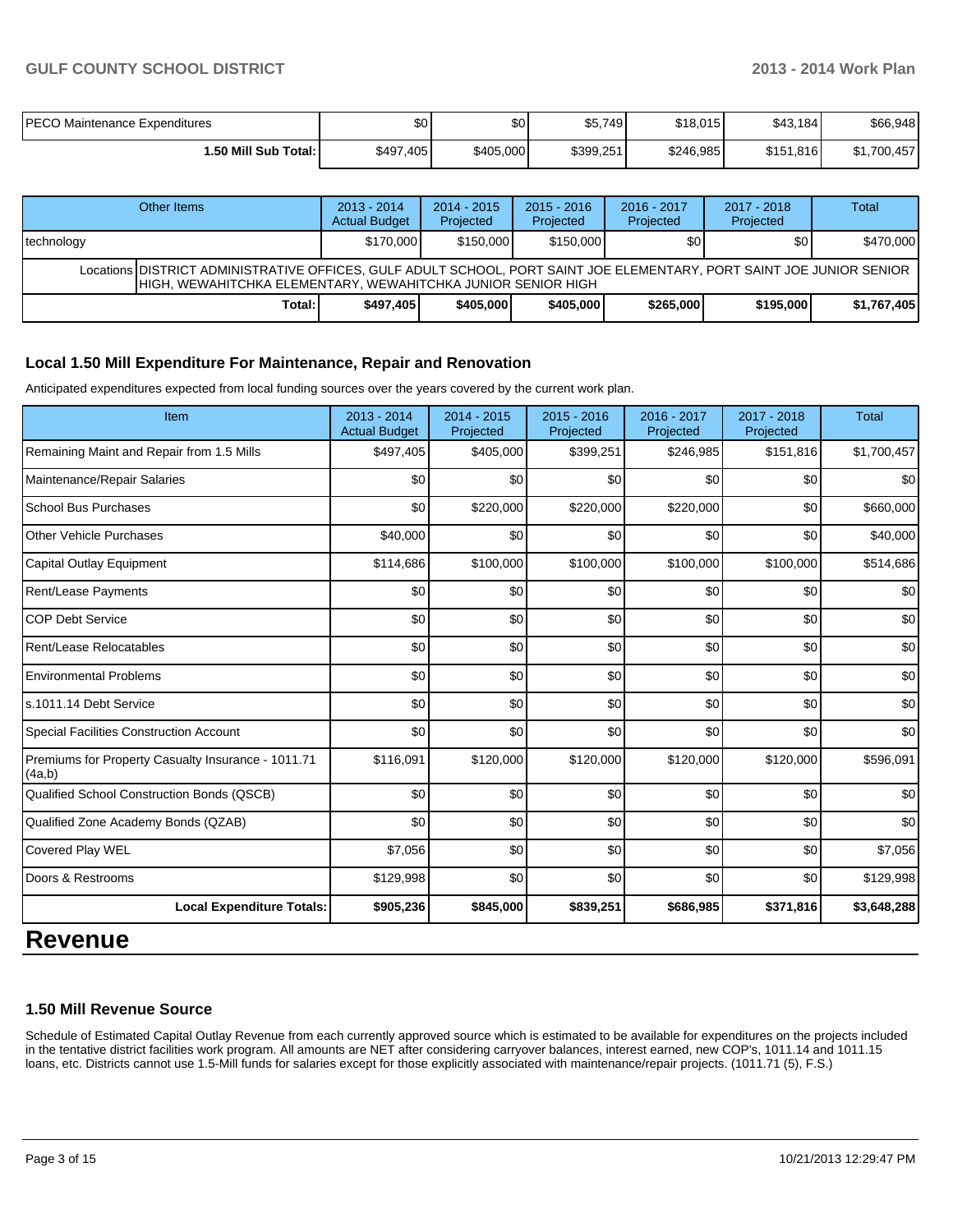| | | | | | | |
|---|---|---|---|---|---|---|
| PECO Maintenance Expenditures | $0 | $0 | $5,749 | $18,015 | $43,184 | $66,948 |
| **1.50 Mill Sub Total:** | $497,405 | $405,000 | $399,251 | $246,985 | $151,816 | $1,700,457 |

| Other Items | 2013 - 2014 Actual Budget | 2014 - 2015 Projected | 2015 - 2016 Projected | 2016 - 2017 Projected | 2017 - 2018 Projected | Total |
|---|---|---|---|---|---|---|
| technology | $170,000 | $150,000 | $150,000 | $0 | $0 | $470,000 |
| Locations DISTRICT ADMINISTRATIVE OFFICES, GULF ADULT SCHOOL, PORT SAINT JOE ELEMENTARY, PORT SAINT JOE JUNIOR SENIOR HIGH, WEWAHITCHKA ELEMENTARY, WEWAHITCHKA JUNIOR SENIOR HIGH | | | | | | |
| **Total:** | **$497,405** | **$405,000** | **$405,000** | **$265,000** | **$195,000** | **$1,767,405** |

### Local 1.50 Mill Expenditure For Maintenance, Repair and Renovation

Anticipated expenditures expected from local funding sources over the years covered by the current work plan.

| Item | 2013 - 2014 Actual Budget | 2014 - 2015 Projected | 2015 - 2016 Projected | 2016 - 2017 Projected | 2017 - 2018 Projected | Total |
|---|---|---|---|---|---|---|
| Remaining Maint and Repair from 1.5 Mills | $497,405 | $405,000 | $399,251 | $246,985 | $151,816 | $1,700,457 |
| Maintenance/Repair Salaries | $0 | $0 | $0 | $0 | $0 | $0 |
| School Bus Purchases | $0 | $220,000 | $220,000 | $220,000 | $0 | $660,000 |
| Other Vehicle Purchases | $40,000 | $0 | $0 | $0 | $0 | $40,000 |
| Capital Outlay Equipment | $114,686 | $100,000 | $100,000 | $100,000 | $100,000 | $514,686 |
| Rent/Lease Payments | $0 | $0 | $0 | $0 | $0 | $0 |
| COP Debt Service | $0 | $0 | $0 | $0 | $0 | $0 |
| Rent/Lease Relocatables | $0 | $0 | $0 | $0 | $0 | $0 |
| Environmental Problems | $0 | $0 | $0 | $0 | $0 | $0 |
| s.1011.14 Debt Service | $0 | $0 | $0 | $0 | $0 | $0 |
| Special Facilities Construction Account | $0 | $0 | $0 | $0 | $0 | $0 |
| Premiums for Property Casualty Insurance - 1011.71 (4a,b) | $116,091 | $120,000 | $120,000 | $120,000 | $120,000 | $596,091 |
| Qualified School Construction Bonds (QSCB) | $0 | $0 | $0 | $0 | $0 | $0 |
| Qualified Zone Academy Bonds (QZAB) | $0 | $0 | $0 | $0 | $0 | $0 |
| Covered Play WEL | $7,056 | $0 | $0 | $0 | $0 | $7,056 |
| Doors & Restrooms | $129,998 | $0 | $0 | $0 | $0 | $129,998 |
| **Local Expenditure Totals:** | **$905,236** | **$845,000** | **$839,251** | **$686,985** | **$371,816** | **$3,648,288** |

# Revenue

### 1.50 Mill Revenue Source

Schedule of Estimated Capital Outlay Revenue from each currently approved source which is estimated to be available for expenditures on the projects included in the tentative district facilities work program. All amounts are NET after considering carryover balances, interest earned, new COP's, 1011.14 and 1011.15 loans, etc. Districts cannot use 1.5-Mill funds for salaries except for those explicitly associated with maintenance/repair projects. (1011.71 (5), F.S.)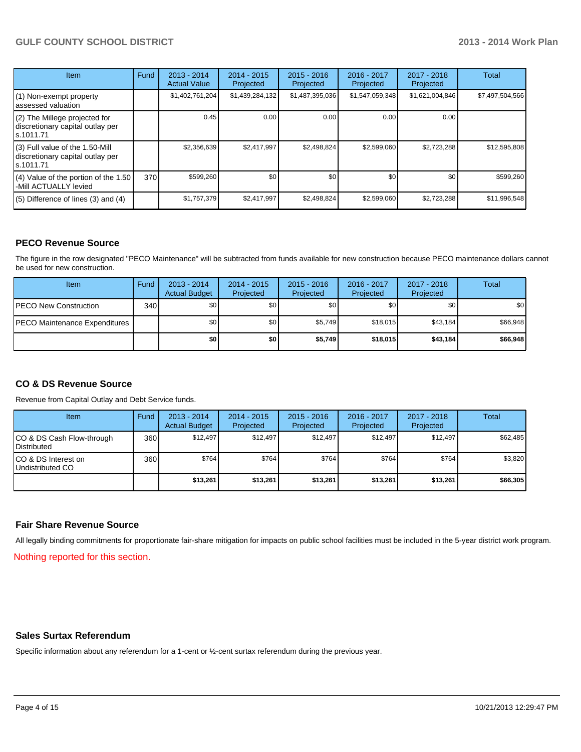| Item | Fund | 2013 - 2014 Actual Value | 2014 - 2015 Projected | 2015 - 2016 Projected | 2016 - 2017 Projected | 2017 - 2018 Projected | Total |
|---|---|---|---|---|---|---|---|
| (1) Non-exempt property assessed valuation | | $1,402,761,204 | $1,439,284,132 | $1,487,395,036 | $1,547,059,348 | $1,621,004,846 | $7,497,504,566 |
| (2) The Millege projected for discretionary capital outlay per s.1011.71 | | 0.45 | 0.00 | 0.00 | 0.00 | 0.00 | |
| (3) Full value of the 1.50-Mill discretionary capital outlay per s.1011.71 | | $2,356,639 | $2,417,997 | $2,498,824 | $2,599,060 | $2,723,288 | $12,595,808 |
| (4) Value of the portion of the 1.50 -Mill ACTUALLY levied | 370 | $599,260 | $0 | $0 | $0 | $0 | $599,260 |
| (5) Difference of lines (3) and (4) | | $1,757,379 | $2,417,997 | $2,498,824 | $2,599,060 | $2,723,288 | $11,996,548 |

## PECO Revenue Source

The figure in the row designated "PECO Maintenance" will be subtracted from funds available for new construction because PECO maintenance dollars cannot be used for new construction.

| Item | Fund | 2013 - 2014 Actual Budget | 2014 - 2015 Projected | 2015 - 2016 Projected | 2016 - 2017 Projected | 2017 - 2018 Projected | Total |
|---|---|---|---|---|---|---|---|
| PECO New Construction | 340 | $0 | $0 | $0 | $0 | $0 | $0 |
| PECO Maintenance Expenditures | | $0 | $0 | $5,749 | $18,015 | $43,184 | $66,948 |
| | | **$0** | **$0** | **$5,749** | **$18,015** | **$43,184** | **$66,948** |

## CO & DS Revenue Source

Revenue from Capital Outlay and Debt Service funds.

| Item | Fund | 2013 - 2014 Actual Budget | 2014 - 2015 Projected | 2015 - 2016 Projected | 2016 - 2017 Projected | 2017 - 2018 Projected | Total |
|---|---|---|---|---|---|---|---|
| CO & DS Cash Flow-through Distributed | 360 | $12,497 | $12,497 | $12,497 | $12,497 | $12,497 | $62,485 |
| CO & DS Interest on Undistributed CO | 360 | $764 | $764 | $764 | $764 | $764 | $3,820 |
| | | **$13,261** | **$13,261** | **$13,261** | **$13,261** | **$13,261** | **$66,305** |

## Fair Share Revenue Source

All legally binding commitments for proportionate fair-share mitigation for impacts on public school facilities must be included in the 5-year district work program.

Nothing reported for this section.

## Sales Surtax Referendum

Specific information about any referendum for a 1-cent or ½-cent surtax referendum during the previous year.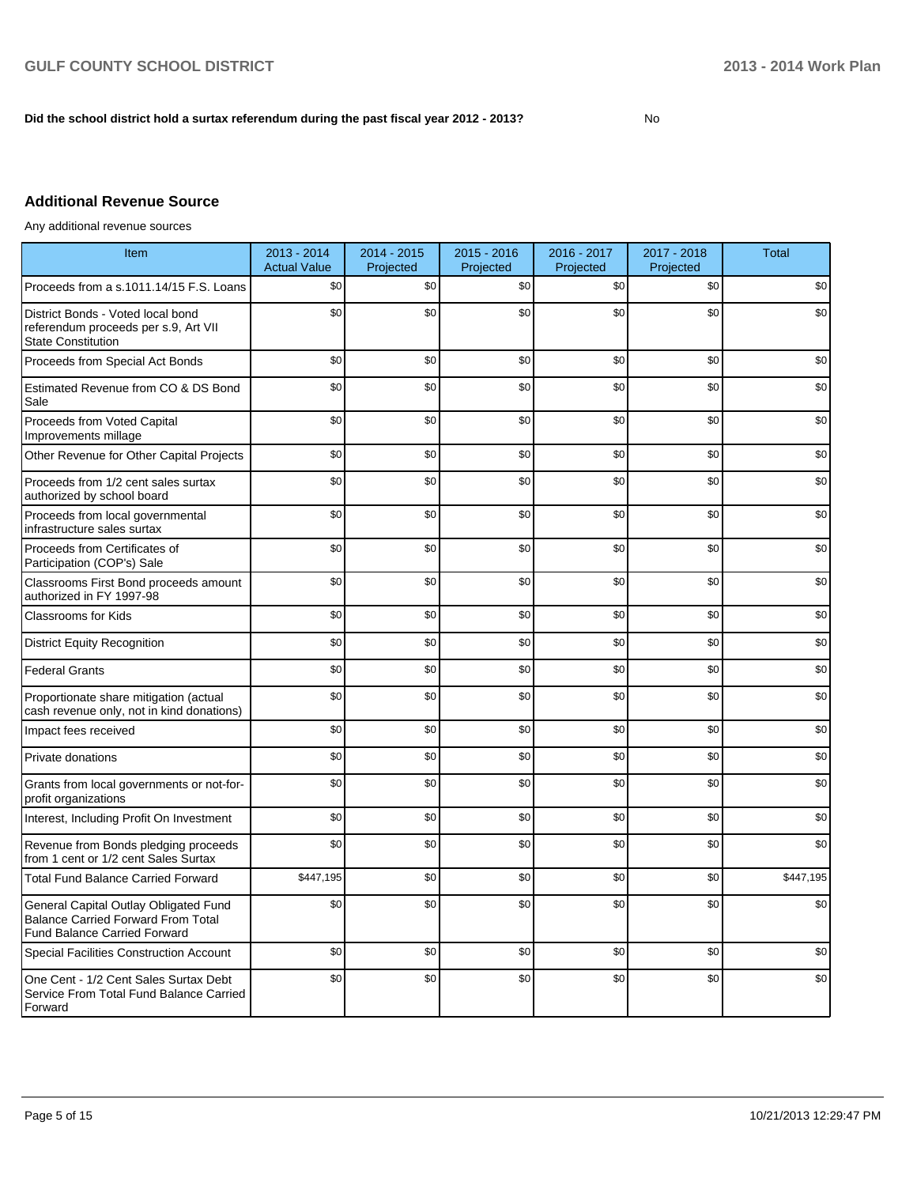Did the school district hold a surtax referendum during the past fiscal year 2012 - 2013? No

## Additional Revenue Source

Any additional revenue sources

| Item | 2013 - 2014 Actual Value | 2014 - 2015 Projected | 2015 - 2016 Projected | 2016 - 2017 Projected | 2017 - 2018 Projected | Total |
|---|---|---|---|---|---|---|
| Proceeds from a s.1011.14/15 F.S. Loans | $0 | $0 | $0 | $0 | $0 | $0 |
| District Bonds - Voted local bond referendum proceeds per s.9, Art VII State Constitution | $0 | $0 | $0 | $0 | $0 | $0 |
| Proceeds from Special Act Bonds | $0 | $0 | $0 | $0 | $0 | $0 |
| Estimated Revenue from CO & DS Bond Sale | $0 | $0 | $0 | $0 | $0 | $0 |
| Proceeds from Voted Capital Improvements millage | $0 | $0 | $0 | $0 | $0 | $0 |
| Other Revenue for Other Capital Projects | $0 | $0 | $0 | $0 | $0 | $0 |
| Proceeds from 1/2 cent sales surtax authorized by school board | $0 | $0 | $0 | $0 | $0 | $0 |
| Proceeds from local governmental infrastructure sales surtax | $0 | $0 | $0 | $0 | $0 | $0 |
| Proceeds from Certificates of Participation (COP's) Sale | $0 | $0 | $0 | $0 | $0 | $0 |
| Classrooms First Bond proceeds amount authorized in FY 1997-98 | $0 | $0 | $0 | $0 | $0 | $0 |
| Classrooms for Kids | $0 | $0 | $0 | $0 | $0 | $0 |
| District Equity Recognition | $0 | $0 | $0 | $0 | $0 | $0 |
| Federal Grants | $0 | $0 | $0 | $0 | $0 | $0 |
| Proportionate share mitigation (actual cash revenue only, not in kind donations) | $0 | $0 | $0 | $0 | $0 | $0 |
| Impact fees received | $0 | $0 | $0 | $0 | $0 | $0 |
| Private donations | $0 | $0 | $0 | $0 | $0 | $0 |
| Grants from local governments or not-for-profit organizations | $0 | $0 | $0 | $0 | $0 | $0 |
| Interest, Including Profit On Investment | $0 | $0 | $0 | $0 | $0 | $0 |
| Revenue from Bonds pledging proceeds from 1 cent or 1/2 cent Sales Surtax | $0 | $0 | $0 | $0 | $0 | $0 |
| Total Fund Balance Carried Forward | $447,195 | $0 | $0 | $0 | $0 | $447,195 |
| General Capital Outlay Obligated Fund Balance Carried Forward From Total Fund Balance Carried Forward | $0 | $0 | $0 | $0 | $0 | $0 |
| Special Facilities Construction Account | $0 | $0 | $0 | $0 | $0 | $0 |
| One Cent - 1/2 Cent Sales Surtax Debt Service From Total Fund Balance Carried Forward | $0 | $0 | $0 | $0 | $0 | $0 |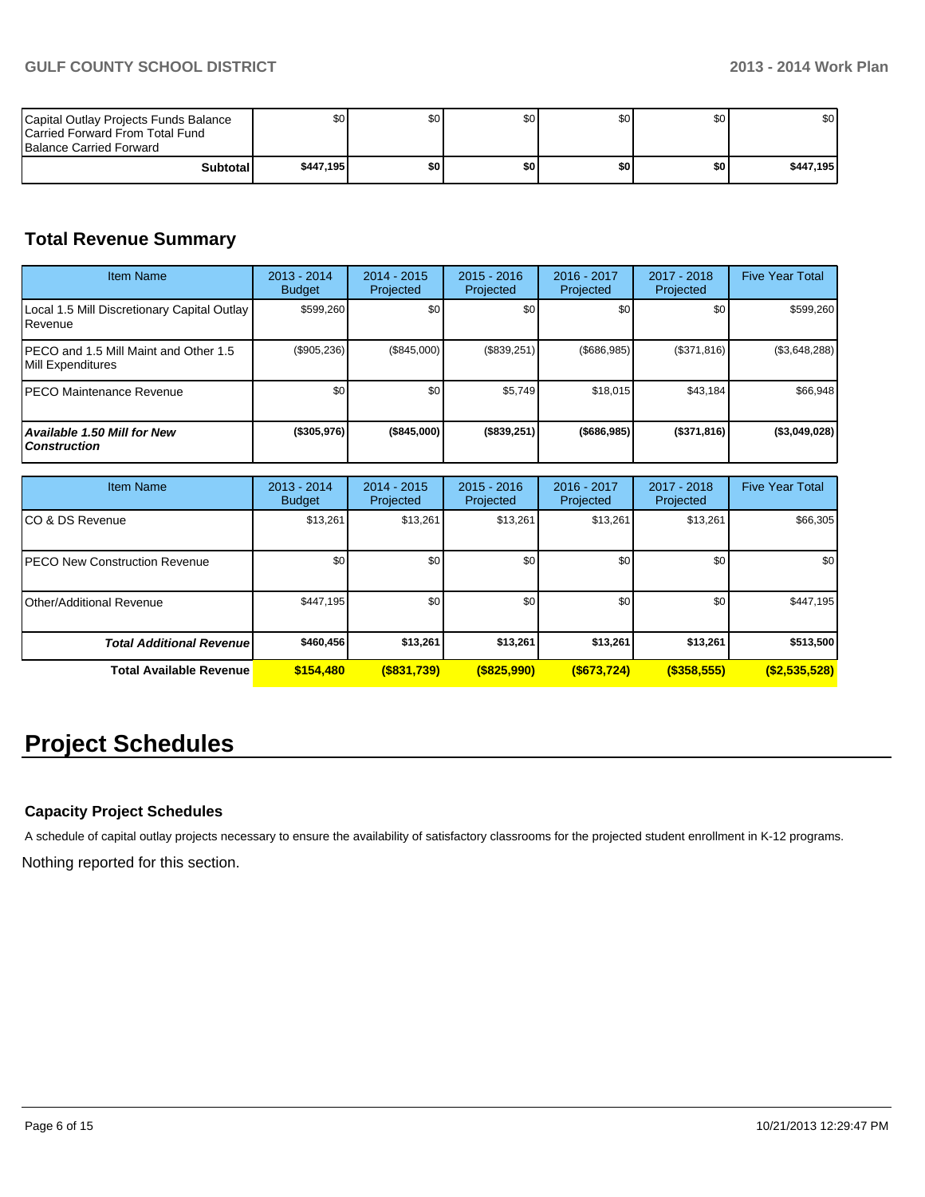| | | | | | | |
|---|---|---|---|---|---|---|
| Capital Outlay Projects Funds Balance Carried Forward From Total Fund Balance Carried Forward | $0 | $0 | $0 | $0 | $0 | $0 |
| **Subtotal** | **$447,195** | **$0** | **$0** | **$0** | **$0** | **$447,195** |

## Total Revenue Summary

| Item Name | 2013 - 2014 Budget | 2014 - 2015 Projected | 2015 - 2016 Projected | 2016 - 2017 Projected | 2017 - 2018 Projected | Five Year Total |
|---|---|---|---|---|---|---|
| Local 1.5 Mill Discretionary Capital Outlay Revenue | $599,260 | $0 | $0 | $0 | $0 | $599,260 |
| PECO and 1.5 Mill Maint and Other 1.5 Mill Expenditures | ($905,236) | ($845,000) | ($839,251) | ($686,985) | ($371,816) | ($3,648,288) |
| PECO Maintenance Revenue | $0 | $0 | $5,749 | $18,015 | $43,184 | $66,948 |
| ***Available 1.50 Mill for New Construction*** | **($305,976)** | **($845,000)** | **($839,251)** | **($686,985)** | **($371,816)** | **($3,049,028)** |

| Item Name | 2013 - 2014 Budget | 2014 - 2015 Projected | 2015 - 2016 Projected | 2016 - 2017 Projected | 2017 - 2018 Projected | Five Year Total |
|---|---|---|---|---|---|---|
| CO & DS Revenue | $13,261 | $13,261 | $13,261 | $13,261 | $13,261 | $66,305 |
| PECO New Construction Revenue | $0 | $0 | $0 | $0 | $0 | $0 |
| Other/Additional Revenue | $447,195 | $0 | $0 | $0 | $0 | $447,195 |
| ***Total Additional Revenue*** | **$460,456** | **$13,261** | **$13,261** | **$13,261** | **$13,261** | **$513,500** |
| **Total Available Revenue** | **$154,480** | **($831,739)** | **($825,990)** | **($673,724)** | **($358,555)** | **($2,535,528)** |

# Project Schedules

### Capacity Project Schedules

A schedule of capital outlay projects necessary to ensure the availability of satisfactory classrooms for the projected student enrollment in K-12 programs.

Nothing reported for this section.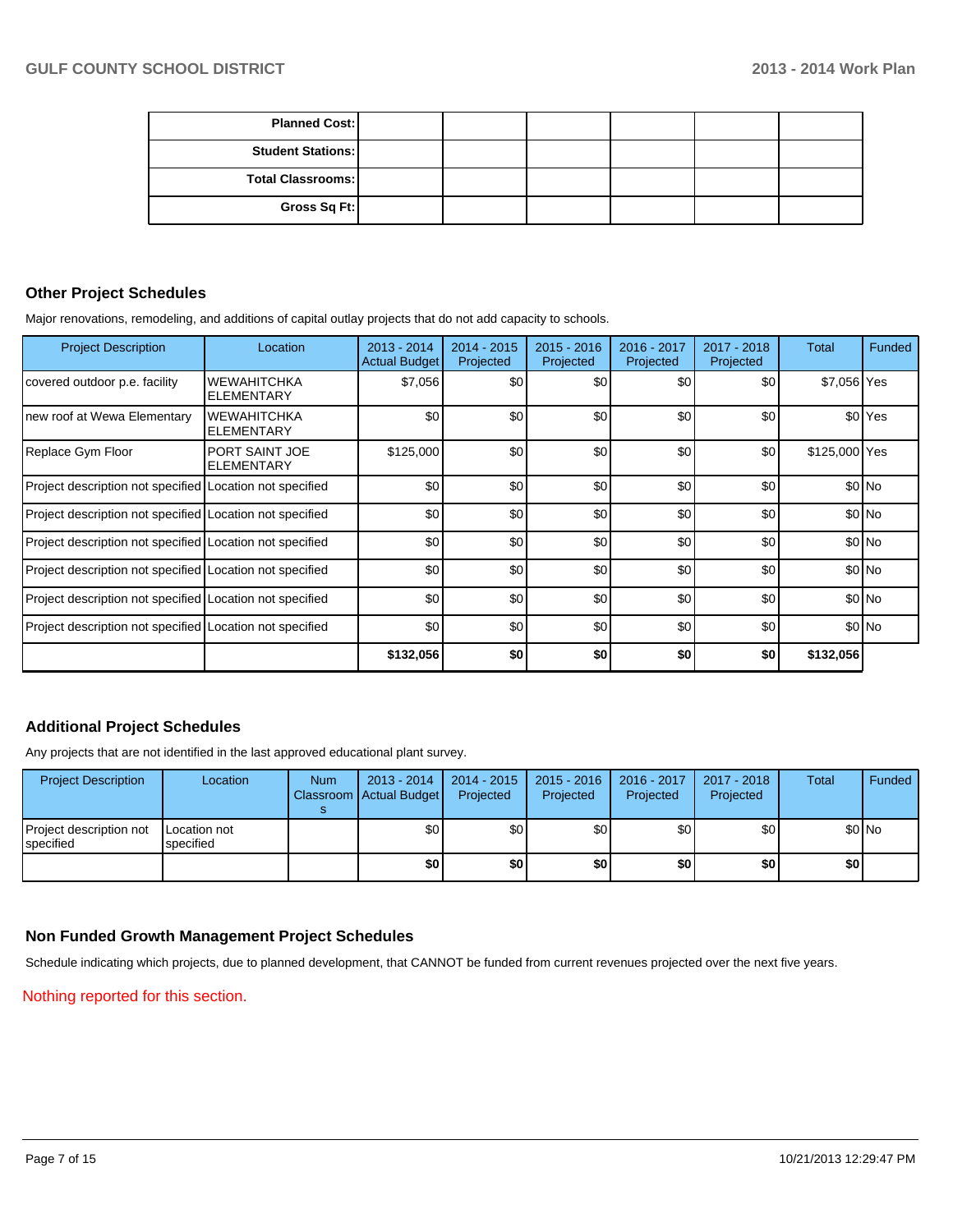| Planned Cost: | | | | | | |
|---|---|---|---|---|---|---|
| Student Stations: | | | | | | |
| Total Classrooms: | | | | | | |
| Gross Sq Ft: | | | | | | |

## Other Project Schedules

Major renovations, remodeling, and additions of capital outlay projects that do not add capacity to schools.

| Project Description | Location | 2013 - 2014 Actual Budget | 2014 - 2015 Projected | 2015 - 2016 Projected | 2016 - 2017 Projected | 2017 - 2018 Projected | Total | Funded |
|---|---|---|---|---|---|---|---|---|
| covered outdoor p.e. facility | WEWAHITCHKA ELEMENTARY | $7,056 | $0 | $0 | $0 | $0 | $7,056 | Yes |
| new roof at Wewa Elementary | WEWAHITCHKA ELEMENTARY | $0 | $0 | $0 | $0 | $0 | $0 | Yes |
| Replace Gym Floor | PORT SAINT JOE ELEMENTARY | $125,000 | $0 | $0 | $0 | $0 | $125,000 | Yes |
| Project description not specified | Location not specified | $0 | $0 | $0 | $0 | $0 | $0 | No |
| Project description not specified | Location not specified | $0 | $0 | $0 | $0 | $0 | $0 | No |
| Project description not specified | Location not specified | $0 | $0 | $0 | $0 | $0 | $0 | No |
| Project description not specified | Location not specified | $0 | $0 | $0 | $0 | $0 | $0 | No |
| Project description not specified | Location not specified | $0 | $0 | $0 | $0 | $0 | $0 | No |
| Project description not specified | Location not specified | $0 | $0 | $0 | $0 | $0 | $0 | No |
| | | **$132,056** | **$0** | **$0** | **$0** | **$0** | **$132,056** | |

## Additional Project Schedules

Any projects that are not identified in the last approved educational plant survey.

| Project Description | Location | Num Classrooms | 2013 - 2014 Actual Budget | 2014 - 2015 Projected | 2015 - 2016 Projected | 2016 - 2017 Projected | 2017 - 2018 Projected | Total | Funded |
|---|---|---|---|---|---|---|---|---|---|
| Project description not specified | Location not specified | | $0 | $0 | $0 | $0 | $0 | $0 | No |
| | | | **$0** | **$0** | **$0** | **$0** | **$0** | **$0** | |

## Non Funded Growth Management Project Schedules

Schedule indicating which projects, due to planned development, that CANNOT be funded from current revenues projected over the next five years.

Nothing reported for this section.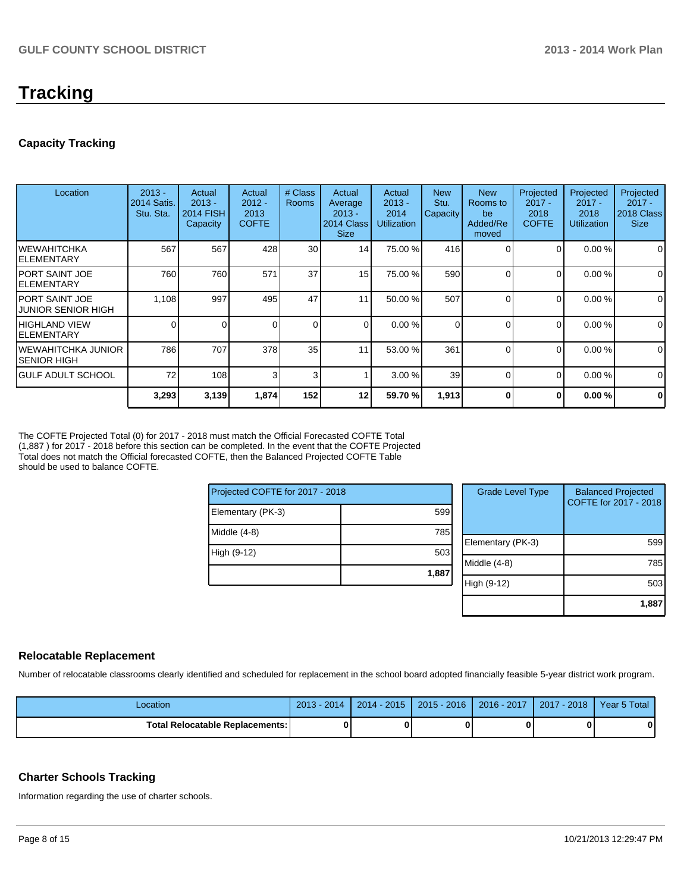# Tracking

## Capacity Tracking

| Location | 2013 - 2014 Satis. Stu. Sta. | Actual 2013 - 2014 FISH Capacity | Actual 2012 - 2013 COFTE | # Class Rooms | Actual Average 2013 - 2014 Class Size | Actual 2013 - 2014 Utilization | New Stu. Capacity | New Rooms to be Added/Removed | Projected 2017 - 2018 COFTE | Projected 2017 - 2018 Utilization | Projected 2017 - 2018 Class Size |
|---|---|---|---|---|---|---|---|---|---|---|---|
| WEWAHITCHKA ELEMENTARY | 567 | 567 | 428 | 30 | 14 | 75.00 % | 416 | 0 | 0 | 0.00 % | 0 |
| PORT SAINT JOE ELEMENTARY | 760 | 760 | 571 | 37 | 15 | 75.00 % | 590 | 0 | 0 | 0.00 % | 0 |
| PORT SAINT JOE JUNIOR SENIOR HIGH | 1,108 | 997 | 495 | 47 | 11 | 50.00 % | 507 | 0 | 0 | 0.00 % | 0 |
| HIGHLAND VIEW ELEMENTARY | 0 | 0 | 0 | 0 | 0 | 0.00 % | 0 | 0 | 0 | 0.00 % | 0 |
| WEWAHITCHKA JUNIOR SENIOR HIGH | 786 | 707 | 378 | 35 | 11 | 53.00 % | 361 | 0 | 0 | 0.00 % | 0 |
| GULF ADULT SCHOOL | 72 | 108 | 3 | 3 | 1 | 3.00 % | 39 | 0 | 0 | 0.00 % | 0 |
| | **3,293** | **3,139** | **1,874** | **152** | **12** | **59.70 %** | **1,913** | **0** | **0** | **0.00 %** | **0** |

The COFTE Projected Total (0) for 2017 - 2018 must match the Official Forecasted COFTE Total (1,887 ) for 2017 - 2018 before this section can be completed. In the event that the COFTE Projected Total does not match the Official forecasted COFTE, then the Balanced Projected COFTE Table should be used to balance COFTE.

| Projected COFTE for 2017 - 2018 | |
|---|---|
| Elementary (PK-3) | 599 |
| Middle (4-8) | 785 |
| High (9-12) | 503 |
| | **1,887** |

| Grade Level Type | Balanced Projected COFTE for 2017 - 2018 |
|---|---|
| Elementary (PK-3) | 599 |
| Middle (4-8) | 785 |
| High (9-12) | 503 |
| | **1,887** |

## Relocatable Replacement

Number of relocatable classrooms clearly identified and scheduled for replacement in the school board adopted financially feasible 5-year district work program.

| Location | 2013 - 2014 | 2014 - 2015 | 2015 - 2016 | 2016 - 2017 | 2017 - 2018 | Year 5 Total |
|---|---|---|---|---|---|---|
| **Total Relocatable Replacements:** | **0** | **0** | **0** | **0** | **0** | **0** |

## Charter Schools Tracking

Information regarding the use of charter schools.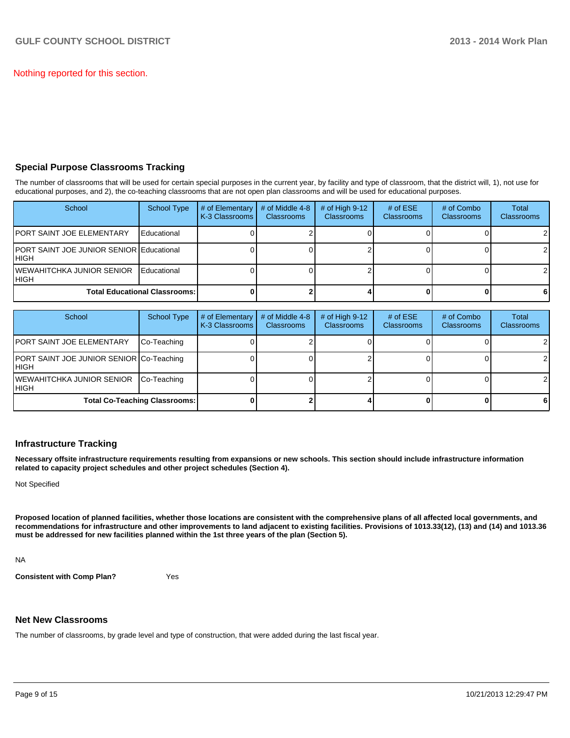Nothing reported for this section.

## Special Purpose Classrooms Tracking

The number of classrooms that will be used for certain special purposes in the current year, by facility and type of classroom, that the district will, 1), not use for educational purposes, and 2), the co-teaching classrooms that are not open plan classrooms and will be used for educational purposes.

| School | School Type | # of Elementary K-3 Classrooms | # of Middle 4-8 Classrooms | # of High 9-12 Classrooms | # of ESE Classrooms | # of Combo Classrooms | Total Classrooms |
|---|---|---|---|---|---|---|---|
| PORT SAINT JOE ELEMENTARY | Educational | 0 | 2 | 0 | 0 | 0 | 2 |
| PORT SAINT JOE JUNIOR SENIOR HIGH | Educational | 0 | 0 | 2 | 0 | 0 | 2 |
| WEWAHITCHKA JUNIOR SENIOR HIGH | Educational | 0 | 0 | 2 | 0 | 0 | 2 |
| **Total Educational Classrooms:** | | **0** | **2** | **4** | **0** | **0** | **6** |

| School | School Type | # of Elementary K-3 Classrooms | # of Middle 4-8 Classrooms | # of High 9-12 Classrooms | # of ESE Classrooms | # of Combo Classrooms | Total Classrooms |
|---|---|---|---|---|---|---|---|
| PORT SAINT JOE ELEMENTARY | Co-Teaching | 0 | 2 | 0 | 0 | 0 | 2 |
| PORT SAINT JOE JUNIOR SENIOR HIGH | Co-Teaching | 0 | 0 | 2 | 0 | 0 | 2 |
| WEWAHITCHKA JUNIOR SENIOR HIGH | Co-Teaching | 0 | 0 | 2 | 0 | 0 | 2 |
| **Total Co-Teaching Classrooms:** | | **0** | **2** | **4** | **0** | **0** | **6** |

## Infrastructure Tracking

**Necessary offsite infrastructure requirements resulting from expansions or new schools. This section should include infrastructure information related to capacity project schedules and other project schedules (Section 4).**

Not Specified

**Proposed location of planned facilities, whether those locations are consistent with the comprehensive plans of all affected local governments, and recommendations for infrastructure and other improvements to land adjacent to existing facilities. Provisions of 1013.33(12), (13) and (14) and 1013.36 must be addressed for new facilities planned within the 1st three years of the plan (Section 5).**

NA

**Consistent with Comp Plan?** Yes

## Net New Classrooms

The number of classrooms, by grade level and type of construction, that were added during the last fiscal year.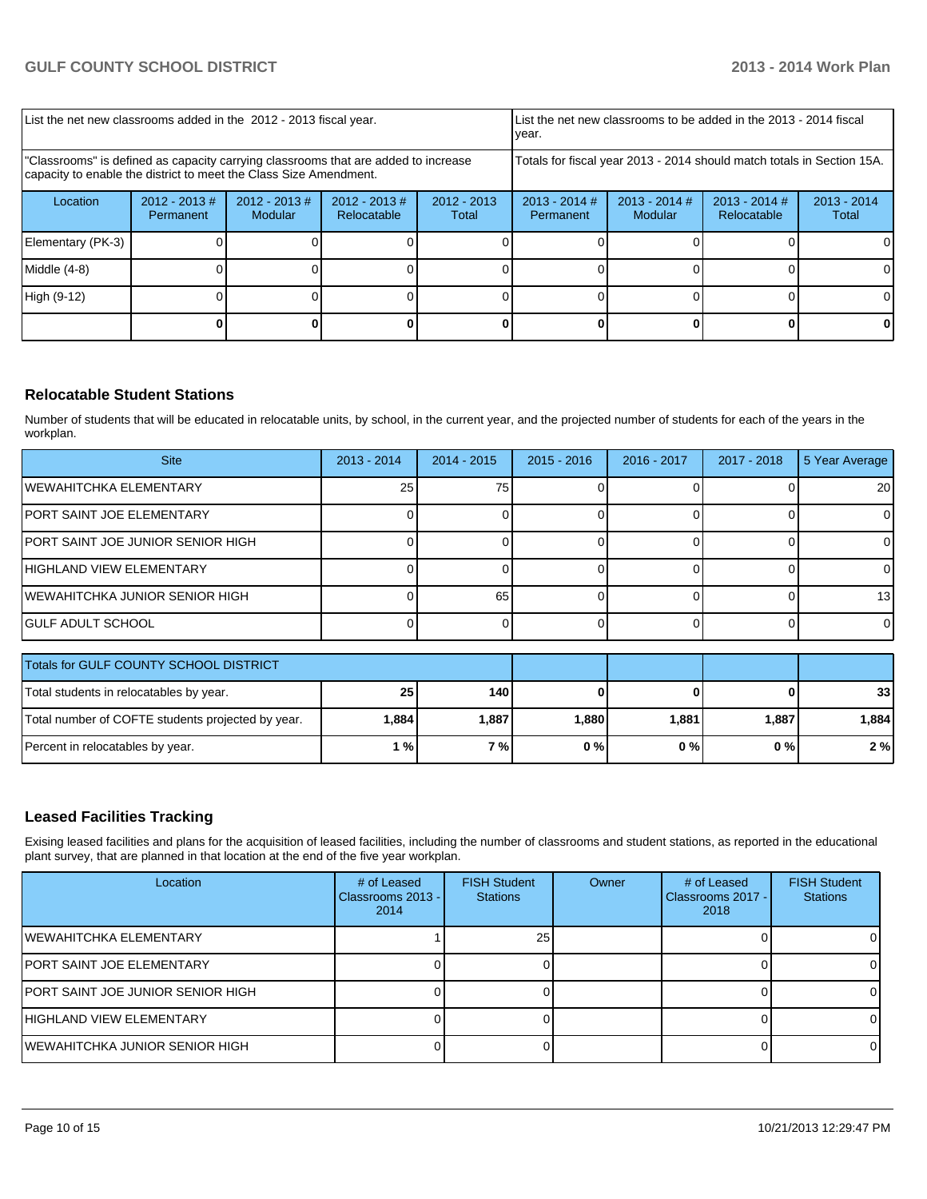| List the net new classrooms added in the 2012 - 2013 fiscal year. | | | | List the net new classrooms to be added in the 2013 - 2014 fiscal year. | | | |
|---|---|---|---|---|---|---|---|
| "Classrooms" is defined as capacity carrying classrooms that are added to increase capacity to enable the district to meet the Class Size Amendment. | | | | Totals for fiscal year 2013 - 2014 should match totals in Section 15A. | | | |
| Location | 2012 - 2013 # Permanent | 2012 - 2013 # Modular | 2012 - 2013 # Relocatable | 2012 - 2013 Total | 2013 - 2014 # Permanent | 2013 - 2014 # Modular | 2013 - 2014 # Relocatable | 2013 - 2014 Total |
| Elementary (PK-3) | 0 | 0 | 0 | 0 | 0 | 0 | 0 | 0 |
| Middle (4-8) | 0 | 0 | 0 | 0 | 0 | 0 | 0 | 0 |
| High (9-12) | 0 | 0 | 0 | 0 | 0 | 0 | 0 | 0 |
| | **0** | **0** | **0** | **0** | **0** | **0** | **0** | **0** |

## Relocatable Student Stations

Number of students that will be educated in relocatable units, by school, in the current year, and the projected number of students for each of the years in the workplan.

| Site | 2013 - 2014 | 2014 - 2015 | 2015 - 2016 | 2016 - 2017 | 2017 - 2018 | 5 Year Average |
|---|---|---|---|---|---|---|
| WEWAHITCHKA ELEMENTARY | 25 | 75 | 0 | 0 | 0 | 20 |
| PORT SAINT JOE ELEMENTARY | 0 | 0 | 0 | 0 | 0 | 0 |
| PORT SAINT JOE JUNIOR SENIOR HIGH | 0 | 0 | 0 | 0 | 0 | 0 |
| HIGHLAND VIEW ELEMENTARY | 0 | 0 | 0 | 0 | 0 | 0 |
| WEWAHITCHKA JUNIOR SENIOR HIGH | 0 | 65 | 0 | 0 | 0 | 13 |
| GULF ADULT SCHOOL | 0 | 0 | 0 | 0 | 0 | 0 |

| Totals for GULF COUNTY SCHOOL DISTRICT | | | | | | |
|---|---|---|---|---|---|---|
| Total students in relocatables by year. | **25** | **140** | **0** | **0** | **0** | **33** |
| Total number of COFTE students projected by year. | **1,884** | **1,887** | **1,880** | **1,881** | **1,887** | **1,884** |
| Percent in relocatables by year. | **1 %** | **7 %** | **0 %** | **0 %** | **0 %** | **2 %** |

## Leased Facilities Tracking

Exising leased facilities and plans for the acquisition of leased facilities, including the number of classrooms and student stations, as reported in the educational plant survey, that are planned in that location at the end of the five year workplan.

| Location | # of Leased Classrooms 2013 - 2014 | FISH Student Stations | Owner | # of Leased Classrooms 2017 - 2018 | FISH Student Stations |
|---|---|---|---|---|---|
| WEWAHITCHKA ELEMENTARY | 1 | 25 | | 0 | 0 |
| PORT SAINT JOE ELEMENTARY | 0 | 0 | | 0 | 0 |
| PORT SAINT JOE JUNIOR SENIOR HIGH | 0 | 0 | | 0 | 0 |
| HIGHLAND VIEW ELEMENTARY | 0 | 0 | | 0 | 0 |
| WEWAHITCHKA JUNIOR SENIOR HIGH | 0 | 0 | | 0 | 0 |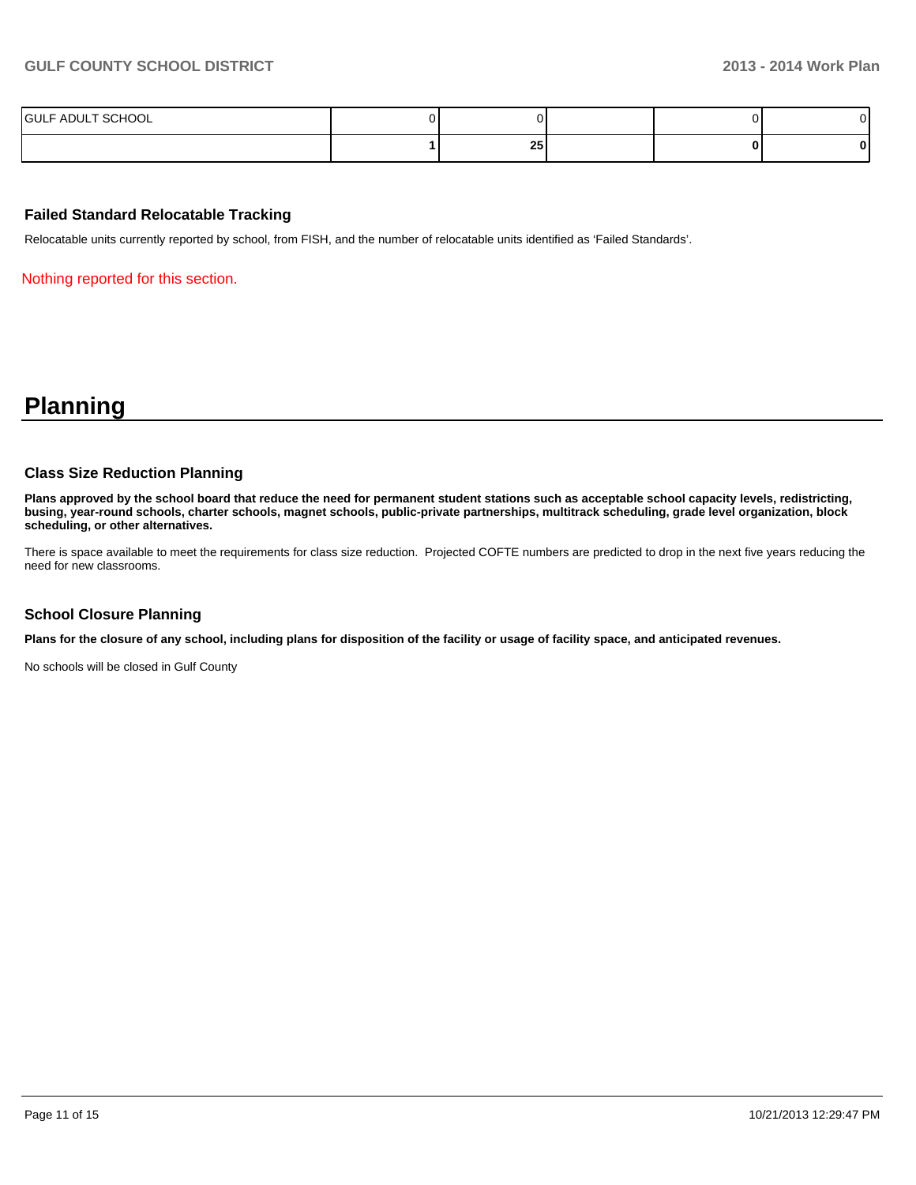| | | | | | |
|---|---|---|---|---|---|
| GULF ADULT SCHOOL | 0 | 0 | | 0 | 0 |
| | **1** | **25** | | **0** | **0** |

### Failed Standard Relocatable Tracking

Relocatable units currently reported by school, from FISH, and the number of relocatable units identified as 'Failed Standards'.

Nothing reported for this section.

# Planning

### Class Size Reduction Planning

**Plans approved by the school board that reduce the need for permanent student stations such as acceptable school capacity levels, redistricting, busing, year-round schools, charter schools, magnet schools, public-private partnerships, multitrack scheduling, grade level organization, block scheduling, or other alternatives.**

There is space available to meet the requirements for class size reduction. Projected COFTE numbers are predicted to drop in the next five years reducing the need for new classrooms.

### School Closure Planning

**Plans for the closure of any school, including plans for disposition of the facility or usage of facility space, and anticipated revenues.**

No schools will be closed in Gulf County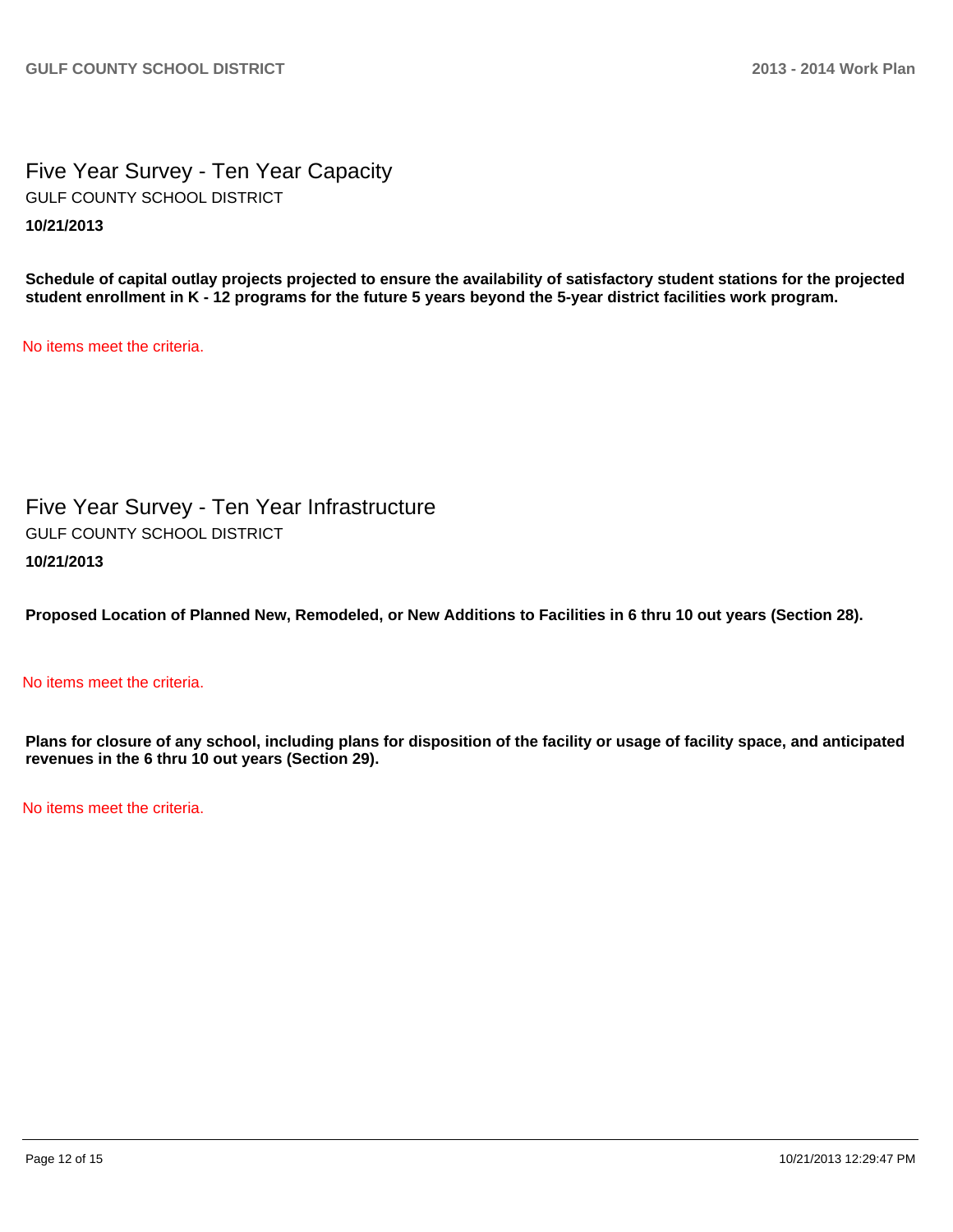## Five Year Survey - Ten Year Capacity

GULF COUNTY SCHOOL DISTRICT

**10/21/2013**

**Schedule of capital outlay projects projected to ensure the availability of satisfactory student stations for the projected student enrollment in K - 12 programs for the future 5 years beyond the 5-year district facilities work program.**

No items meet the criteria.

## Five Year Survey - Ten Year Infrastructure

GULF COUNTY SCHOOL DISTRICT

**10/21/2013**

**Proposed Location of Planned New, Remodeled, or New Additions to Facilities in 6 thru 10 out years (Section 28).**

No items meet the criteria.

**Plans for closure of any school, including plans for disposition of the facility or usage of facility space, and anticipated revenues in the 6 thru 10 out years (Section 29).**

No items meet the criteria.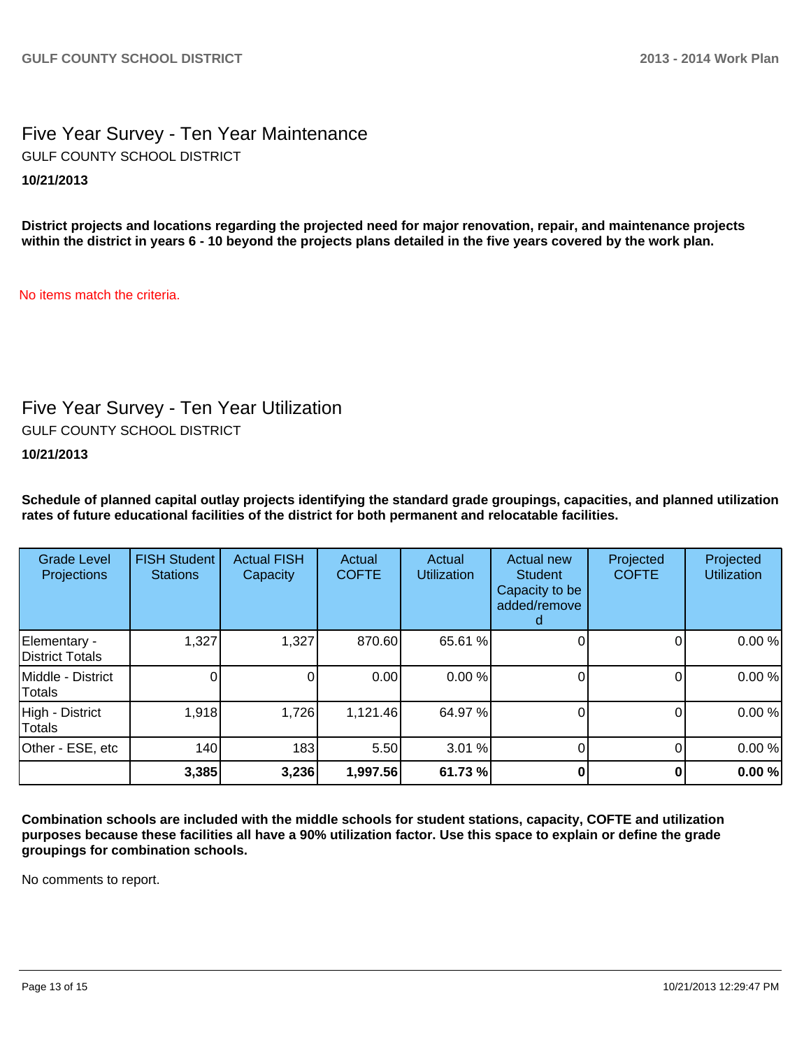## Five Year Survey - Ten Year Maintenance

GULF COUNTY SCHOOL DISTRICT

**10/21/2013**

**District projects and locations regarding the projected need for major renovation, repair, and maintenance projects within the district in years 6 - 10 beyond the projects plans detailed in the five years covered by the work plan.**

No items match the criteria.

## Five Year Survey - Ten Year Utilization

GULF COUNTY SCHOOL DISTRICT

**10/21/2013**

**Schedule of planned capital outlay projects identifying the standard grade groupings, capacities, and planned utilization rates of future educational facilities of the district for both permanent and relocatable facilities.**

| Grade Level Projections | FISH Student Stations | Actual FISH Capacity | Actual COFTE | Actual Utilization | Actual new Student Capacity to be added/removed | Projected COFTE | Projected Utilization |
|---|---|---|---|---|---|---|---|
| Elementary - District Totals | 1,327 | 1,327 | 870.60 | 65.61 % | 0 | 0 | 0.00 % |
| Middle - District Totals | 0 | 0 | 0.00 | 0.00 % | 0 | 0 | 0.00 % |
| High - District Totals | 1,918 | 1,726 | 1,121.46 | 64.97 % | 0 | 0 | 0.00 % |
| Other - ESE, etc | 140 | 183 | 5.50 | 3.01 % | 0 | 0 | 0.00 % |
| | **3,385** | **3,236** | **1,997.56** | **61.73 %** | **0** | **0** | **0.00 %** |

**Combination schools are included with the middle schools for student stations, capacity, COFTE and utilization purposes because these facilities all have a 90% utilization factor. Use this space to explain or define the grade groupings for combination schools.**

No comments to report.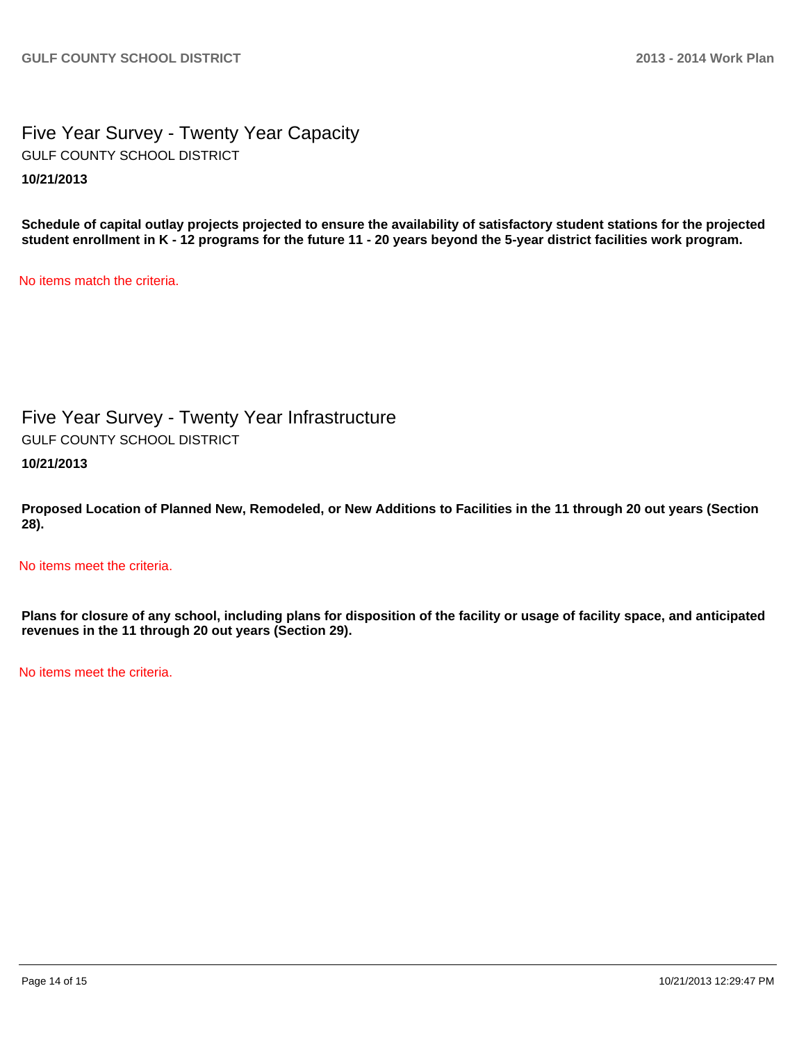## Five Year Survey - Twenty Year Capacity

GULF COUNTY SCHOOL DISTRICT

**10/21/2013**

**Schedule of capital outlay projects projected to ensure the availability of satisfactory student stations for the projected student enrollment in K - 12 programs for the future 11 - 20 years beyond the 5-year district facilities work program.**

No items match the criteria.

## Five Year Survey - Twenty Year Infrastructure

GULF COUNTY SCHOOL DISTRICT

**10/21/2013**

**Proposed Location of Planned New, Remodeled, or New Additions to Facilities in the 11 through 20 out years (Section 28).**

No items meet the criteria.

**Plans for closure of any school, including plans for disposition of the facility or usage of facility space, and anticipated revenues in the 11 through 20 out years (Section 29).**

No items meet the criteria.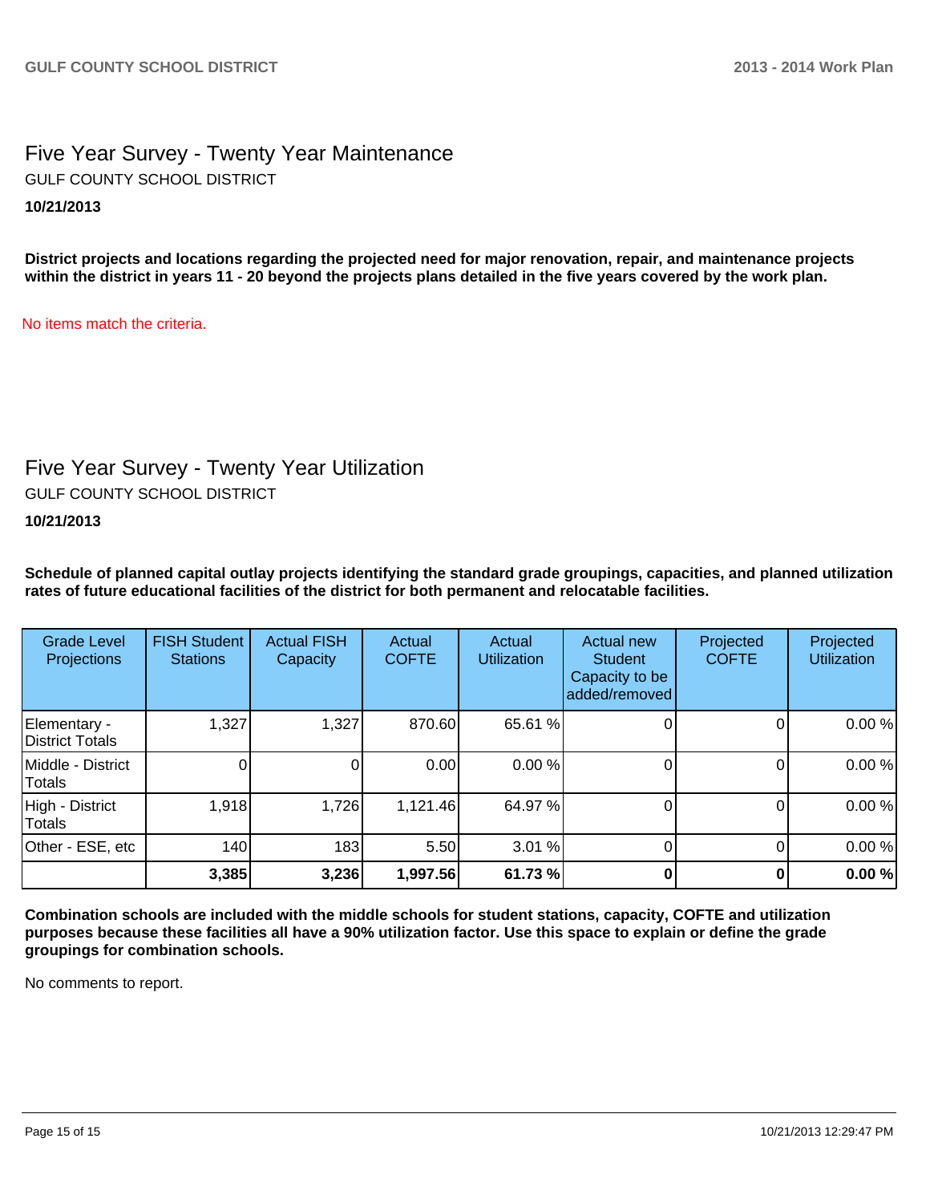## Five Year Survey - Twenty Year Maintenance

GULF COUNTY SCHOOL DISTRICT

**10/21/2013**

**District projects and locations regarding the projected need for major renovation, repair, and maintenance projects within the district in years 11 - 20 beyond the projects plans detailed in the five years covered by the work plan.**

No items match the criteria.

## Five Year Survey - Twenty Year Utilization

GULF COUNTY SCHOOL DISTRICT

**10/21/2013**

**Schedule of planned capital outlay projects identifying the standard grade groupings, capacities, and planned utilization rates of future educational facilities of the district for both permanent and relocatable facilities.**

| Grade Level Projections | FISH Student Stations | Actual FISH Capacity | Actual COFTE | Actual Utilization | Actual new Student Capacity to be added/removed | Projected COFTE | Projected Utilization |
|---|---|---|---|---|---|---|---|
| Elementary - District Totals | 1,327 | 1,327 | 870.60 | 65.61 % | 0 | 0 | 0.00 % |
| Middle - District Totals | 0 | 0 | 0.00 | 0.00 % | 0 | 0 | 0.00 % |
| High - District Totals | 1,918 | 1,726 | 1,121.46 | 64.97 % | 0 | 0 | 0.00 % |
| Other - ESE, etc | 140 | 183 | 5.50 | 3.01 % | 0 | 0 | 0.00 % |
| | **3,385** | **3,236** | **1,997.56** | **61.73 %** | **0** | **0** | **0.00 %** |

**Combination schools are included with the middle schools for student stations, capacity, COFTE and utilization purposes because these facilities all have a 90% utilization factor. Use this space to explain or define the grade groupings for combination schools.**

No comments to report.